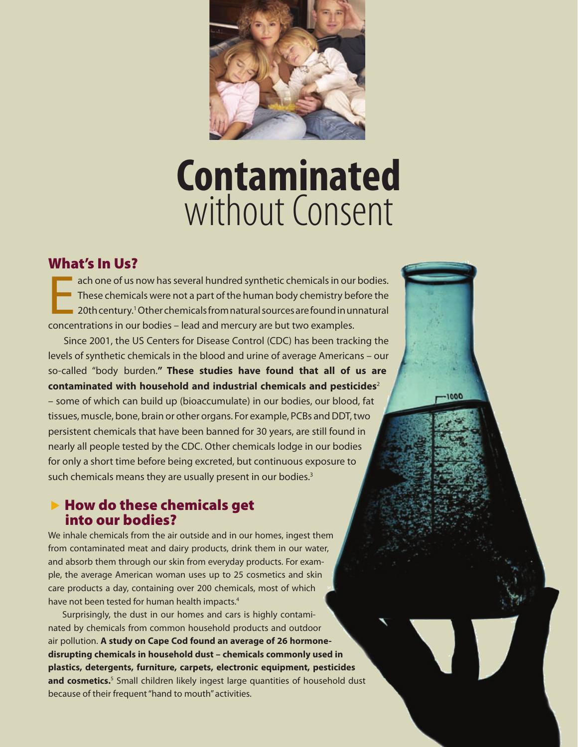# **Contaminated** without Consent

## What's In Us?

Each one of us now has several hundred synthetic chemicals in our bodies. These chemicals were not a part of the human body chemistry before the 20th century.[1] Other chemicals from natural sources are found in unnatural concentrations in our bodies – lead and mercury are but two examples.

Since 2001, the US Centers for Disease Control (CDC) has been tracking the levels of synthetic chemicals in the blood and urine of average Americans – our so-called "body burden." **These studies have found that all of us are contaminated with household and industrial chemicals and pesticides**[2] – some of which can build up (bioaccumulate) in our bodies, our blood, fat tissues, muscle, bone, brain or other organs. For example, PCBs and DDT, two persistent chemicals that have been banned for 30 years, are still found in nearly all people tested by the CDC. Other chemicals lodge in our bodies for only a short time before being excreted, but continuous exposure to such chemicals means they are usually present in our bodies.[3]

### How do these chemicals get into our bodies?

We inhale chemicals from the air outside and in our homes, ingest them from contaminated meat and dairy products, drink them in our water, and absorb them through our skin from everyday products. For example, the average American woman uses up to 25 cosmetics and skin care products a day, containing over 200 chemicals, most of which have not been tested for human health impacts.[4]

Surprisingly, the dust in our homes and cars is highly contaminated by chemicals from common household products and outdoor air pollution. **A study on Cape Cod found an average of 26 hormone-disrupting chemicals in household dust – chemicals commonly used in plastics, detergents, furniture, carpets, electronic equipment, pesticides and cosmetics.**[5] Small children likely ingest large quantities of household dust because of their frequent "hand to mouth" activities.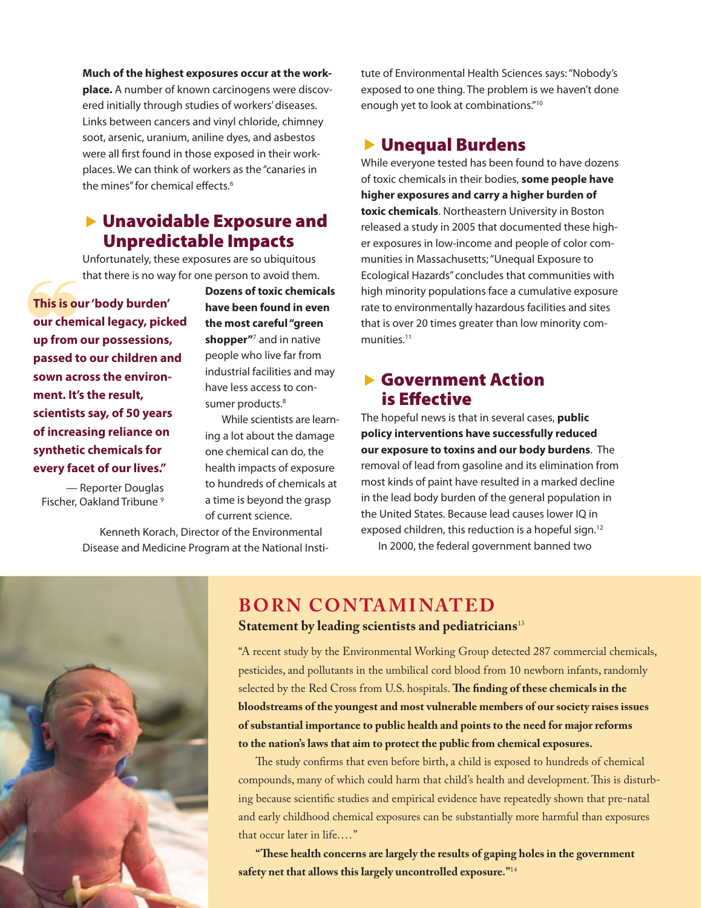**Much of the highest exposures occur at the workplace.** A number of known carcinogens were discovered initially through studies of workers' diseases. Links between cancers and vinyl chloride, chimney soot, arsenic, uranium, aniline dyes, and asbestos were all first found in those exposed in their workplaces. We can think of workers as the "canaries in the mines" for chemical effects.[6]

## Unavoidable Exposure and Unpredictable Impacts

Unfortunately, these exposures are so ubiquitous that there is no way for one person to avoid them.

> **"This is our 'body burden' our chemical legacy, picked up from our possessions, passed to our children and sown across the environment. It's the result, scientists say, of 50 years of increasing reliance on synthetic chemicals for every facet of our lives."**
>
> — Reporter Douglas Fischer, Oakland Tribune [9]

**Dozens of toxic chemicals have been found in even the most careful "green shopper"**[7] and in native people who live far from industrial facilities and may have less access to consumer products.[8]

While scientists are learning a lot about the damage one chemical can do, the health impacts of exposure to hundreds of chemicals at a time is beyond the grasp of current science.

Kenneth Korach, Director of the Environmental Disease and Medicine Program at the National Institute of Environmental Health Sciences says: "Nobody's exposed to one thing. The problem is we haven't done enough yet to look at combinations."[10]

## Unequal Burdens

While everyone tested has been found to have dozens of toxic chemicals in their bodies, **some people have higher exposures and carry a higher burden of toxic chemicals**. Northeastern University in Boston released a study in 2005 that documented these higher exposures in low-income and people of color communities in Massachusetts; "Unequal Exposure to Ecological Hazards" concludes that communities with high minority populations face a cumulative exposure rate to environmentally hazardous facilities and sites that is over 20 times greater than low minority communities.[11]

## Government Action is Effective

The hopeful news is that in several cases, **public policy interventions have successfully reduced our exposure to toxins and our body burdens**. The removal of lead from gasoline and its elimination from most kinds of paint have resulted in a marked decline in the lead body burden of the general population in the United States. Because lead causes lower IQ in exposed children, this reduction is a hopeful sign.[12]

In 2000, the federal government banned two

## BORN CONTAMINATED

### Statement by leading scientists and pediatricians[13]

"A recent study by the Environmental Working Group detected 287 commercial chemicals, pesticides, and pollutants in the umbilical cord blood from 10 newborn infants, randomly selected by the Red Cross from U.S. hospitals. **The finding of these chemicals in the bloodstreams of the youngest and most vulnerable members of our society raises issues of substantial importance to public health and points to the need for major reforms to the nation's laws that aim to protect the public from chemical exposures.**

The study confirms that even before birth, a child is exposed to hundreds of chemical compounds, many of which could harm that child's health and development. This is disturbing because scientific studies and empirical evidence have repeatedly shown that pre-natal and early childhood chemical exposures can be substantially more harmful than exposures that occur later in life. . . . "

**"These health concerns are largely the results of gaping holes in the government safety net that allows this largely uncontrolled exposure."**[14]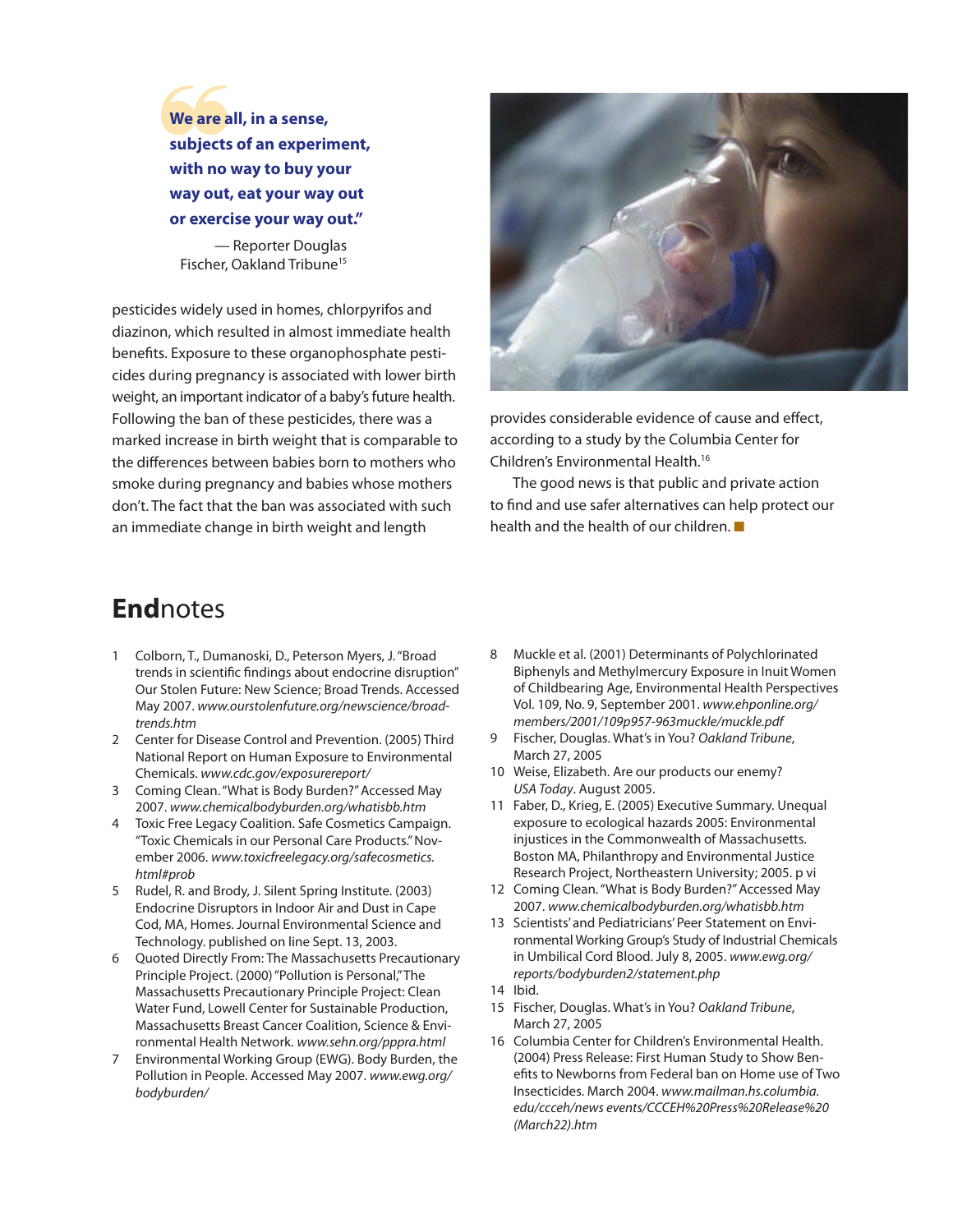> **We are all, in a sense, subjects of an experiment, with no way to buy your way out, eat your way out or exercise your way out."**
>
> — Reporter Douglas Fischer, Oakland Tribune[15]

pesticides widely used in homes, chlorpyrifos and diazinon, which resulted in almost immediate health benefits. Exposure to these organophosphate pesticides during pregnancy is associated with lower birth weight, an important indicator of a baby's future health. Following the ban of these pesticides, there was a marked increase in birth weight that is comparable to the differences between babies born to mothers who smoke during pregnancy and babies whose mothers don't. The fact that the ban was associated with such an immediate change in birth weight and length provides considerable evidence of cause and effect, according to a study by the Columbia Center for Children's Environmental Health.[16]

The good news is that public and private action to find and use safer alternatives can help protect our health and the health of our children.

# **End**notes

1. Colborn, T., Dumanoski, D., Peterson Myers, J. "Broad trends in scientific findings about endocrine disruption" Our Stolen Future: New Science; Broad Trends. Accessed May 2007. *www.ourstolenfuture.org/newscience/broad-trends.htm*
2. Center for Disease Control and Prevention. (2005) Third National Report on Human Exposure to Environmental Chemicals. *www.cdc.gov/exposurereport/*
3. Coming Clean. "What is Body Burden?" Accessed May 2007. *www.chemicalbodyburden.org/whatisbb.htm*
4. Toxic Free Legacy Coalition. Safe Cosmetics Campaign. "Toxic Chemicals in our Personal Care Products." November 2006. *www.toxicfreelegacy.org/safecosmetics.html#prob*
5. Rudel, R. and Brody, J. Silent Spring Institute. (2003) Endocrine Disruptors in Indoor Air and Dust in Cape Cod, MA, Homes. Journal Environmental Science and Technology. published on line Sept. 13, 2003.
6. Quoted Directly From: The Massachusetts Precautionary Principle Project. (2000) "Pollution is Personal," The Massachusetts Precautionary Principle Project: Clean Water Fund, Lowell Center for Sustainable Production, Massachusetts Breast Cancer Coalition, Science & Environmental Health Network. *www.sehn.org/pppra.html*
7. Environmental Working Group (EWG). Body Burden, the Pollution in People. Accessed May 2007. *www.ewg.org/bodyburden/*
8. Muckle et al. (2001) Determinants of Polychlorinated Biphenyls and Methylmercury Exposure in Inuit Women of Childbearing Age, Environmental Health Perspectives Vol. 109, No. 9, September 2001. *www.ehponline.org/members/2001/109p957-963muckle/muckle.pdf*
9. Fischer, Douglas. What's in You? *Oakland Tribune*, March 27, 2005
10. Weise, Elizabeth. Are our products our enemy? *USA Today*. August 2005.
11. Faber, D., Krieg, E. (2005) Executive Summary. Unequal exposure to ecological hazards 2005: Environmental injustices in the Commonwealth of Massachusetts. Boston MA, Philanthropy and Environmental Justice Research Project, Northeastern University; 2005. p vi
12. Coming Clean. "What is Body Burden?" Accessed May 2007. *www.chemicalbodyburden.org/whatisbb.htm*
13. Scientists' and Pediatricians' Peer Statement on Environmental Working Group's Study of Industrial Chemicals in Umbilical Cord Blood. July 8, 2005. *www.ewg.org/reports/bodyburden2/statement.php*
14. Ibid.
15. Fischer, Douglas. What's in You? *Oakland Tribune*, March 27, 2005
16. Columbia Center for Children's Environmental Health. (2004) Press Release: First Human Study to Show Benefits to Newborns from Federal ban on Home use of Two Insecticides. March 2004. *www.mailman.hs.columbia.edu/ccceh/news events/CCCEH%20Press%20Release%20(March22).htm*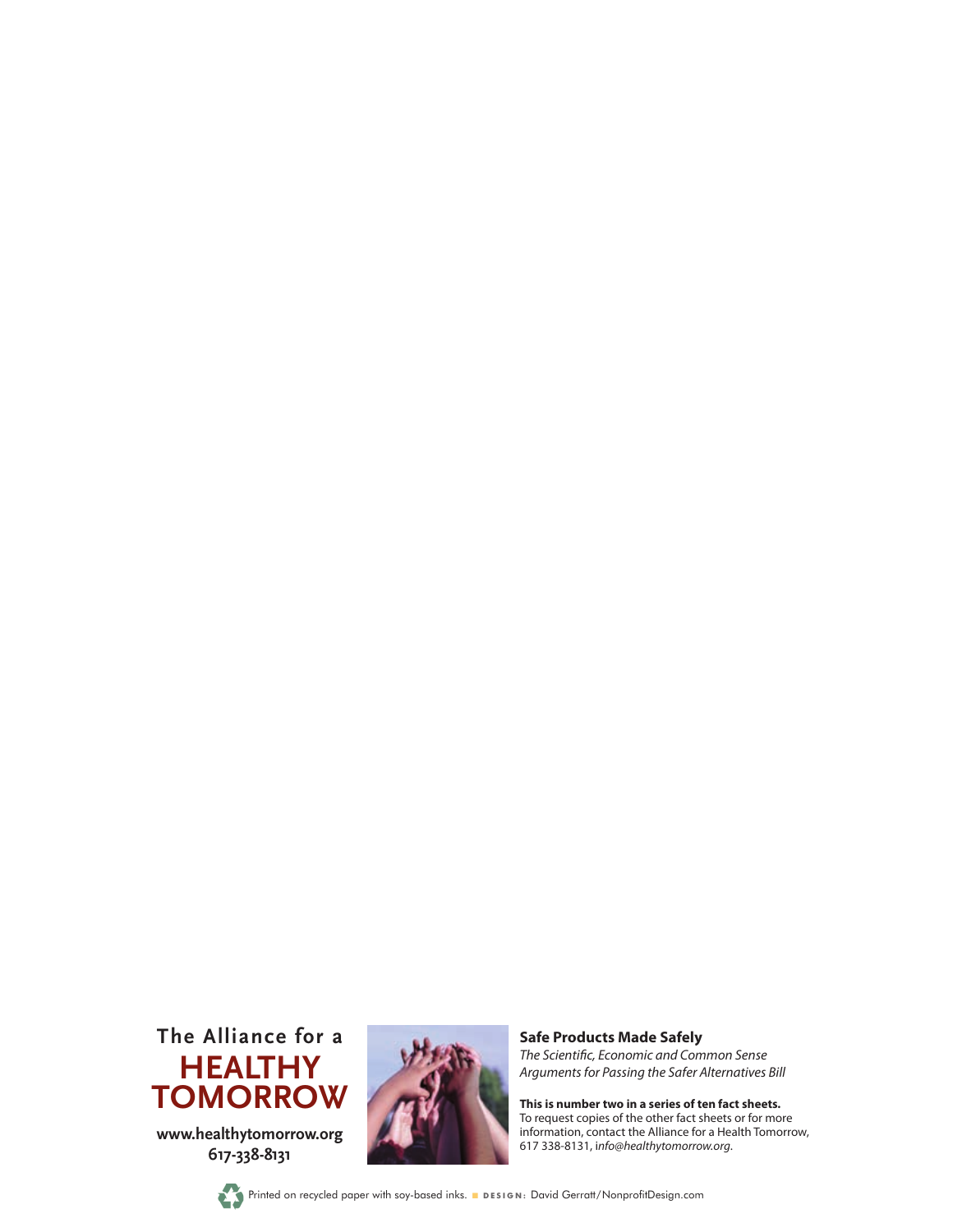The Alliance for a
**HEALTHY TOMORROW**

**www.healthytomorrow.org**
**617-338-8131**

**Safe Products Made Safely**
*The Scientific, Economic and Common Sense Arguments for Passing the Safer Alternatives Bill*

**This is number two in a series of ten fact sheets.**
To request copies of the other fact sheets or for more information, contact the Alliance for a Health Tomorrow, 617 338-8131, i*nfo@healthytomorrow.org.*

Printed on recycled paper with soy-based inks. DESIGN: David Gerratt/NonprofitDesign.com